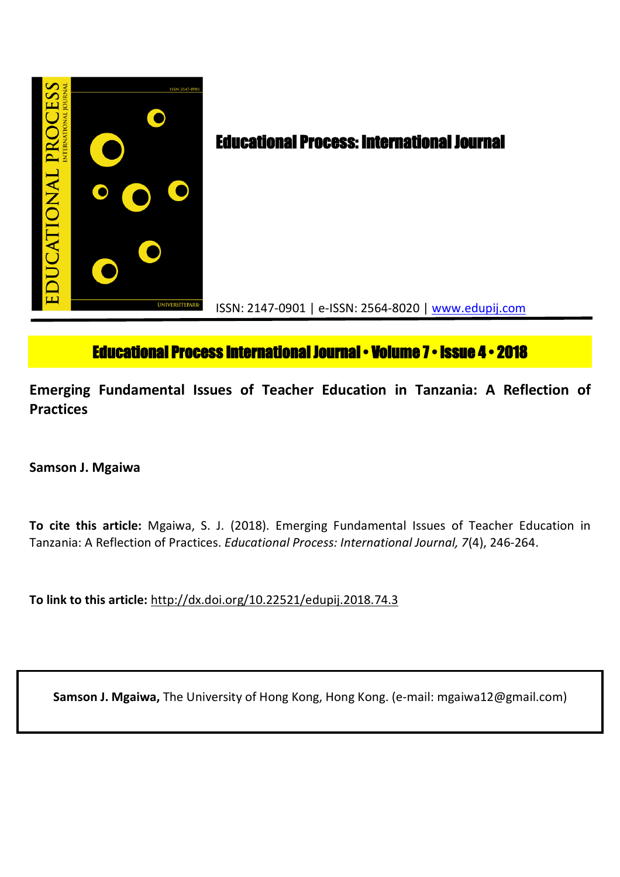# Educational Process: International Journal

ISSN: 2147-0901 | e-ISSN: 2564-8020 | [www.edupij.com](http://www.edupij.com)

**Educational Process International Journal • Volume 7 • Issue 4 • 2018**

## Emerging Fundamental Issues of Teacher Education in Tanzania: A Reflection of Practices

**Samson J. Mgaiwa**

**To cite this article:** Mgaiwa, S. J. (2018). Emerging Fundamental Issues of Teacher Education in Tanzania: A Reflection of Practices. *Educational Process: International Journal, 7*(4), 246-264.

**To link to this article:** http://dx.doi.org/10.22521/edupij.2018.74.3

**Samson J. Mgaiwa,** The University of Hong Kong, Hong Kong. (e-mail: mgaiwa12@gmail.com)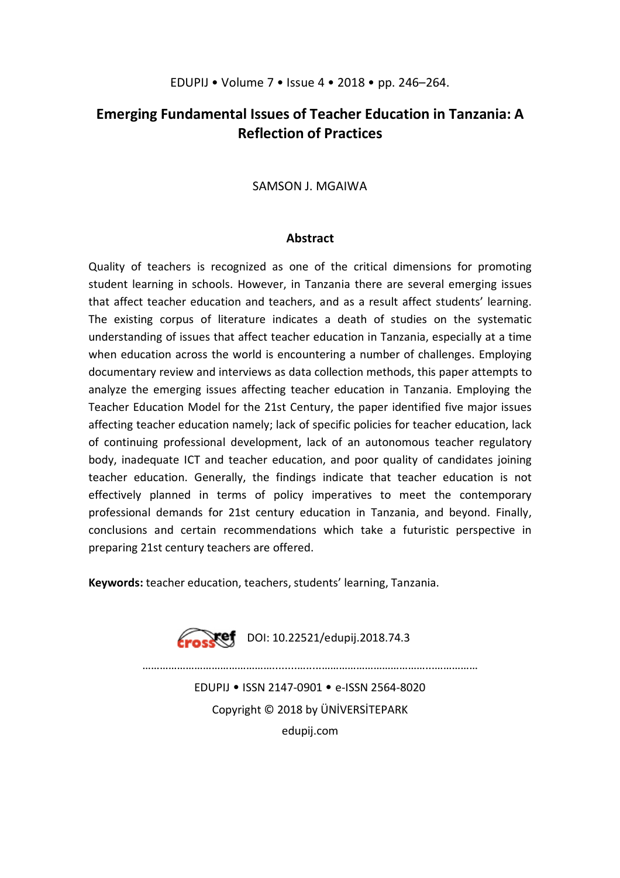# Emerging Fundamental Issues of Teacher Education in Tanzania: A Reflection of Practices

SAMSON J. MGAIWA

## Abstract

Quality of teachers is recognized as one of the critical dimensions for promoting student learning in schools. However, in Tanzania there are several emerging issues that affect teacher education and teachers, and as a result affect students' learning. The existing corpus of literature indicates a death of studies on the systematic understanding of issues that affect teacher education in Tanzania, especially at a time when education across the world is encountering a number of challenges. Employing documentary review and interviews as data collection methods, this paper attempts to analyze the emerging issues affecting teacher education in Tanzania. Employing the Teacher Education Model for the 21st Century, the paper identified five major issues affecting teacher education namely; lack of specific policies for teacher education, lack of continuing professional development, lack of an autonomous teacher regulatory body, inadequate ICT and teacher education, and poor quality of candidates joining teacher education. Generally, the findings indicate that teacher education is not effectively planned in terms of policy imperatives to meet the contemporary professional demands for 21st century education in Tanzania, and beyond. Finally, conclusions and certain recommendations which take a futuristic perspective in preparing 21st century teachers are offered.

**Keywords:** teacher education, teachers, students' learning, Tanzania.

DOI: 10.22521/edupij.2018.74.3

EDUPIJ • ISSN 2147-0901 • e-ISSN 2564-8020

Copyright © 2018 by ÜNİVERSİTEPARK

edupij.com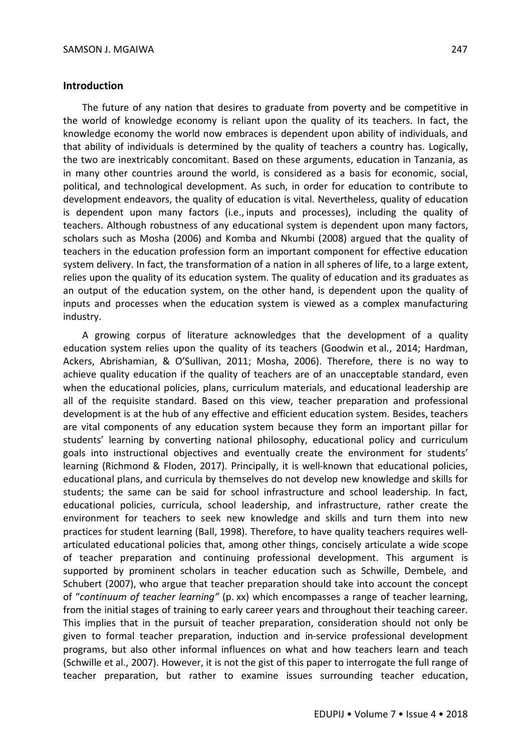## Introduction

The future of any nation that desires to graduate from poverty and be competitive in the world of knowledge economy is reliant upon the quality of its teachers. In fact, the knowledge economy the world now embraces is dependent upon ability of individuals, and that ability of individuals is determined by the quality of teachers a country has. Logically, the two are inextricably concomitant. Based on these arguments, education in Tanzania, as in many other countries around the world, is considered as a basis for economic, social, political, and technological development. As such, in order for education to contribute to development endeavors, the quality of education is vital. Nevertheless, quality of education is dependent upon many factors (i.e., inputs and processes), including the quality of teachers. Although robustness of any educational system is dependent upon many factors, scholars such as Mosha (2006) and Komba and Nkumbi (2008) argued that the quality of teachers in the education profession form an important component for effective education system delivery. In fact, the transformation of a nation in all spheres of life, to a large extent, relies upon the quality of its education system. The quality of education and its graduates as an output of the education system, on the other hand, is dependent upon the quality of inputs and processes when the education system is viewed as a complex manufacturing industry.

A growing corpus of literature acknowledges that the development of a quality education system relies upon the quality of its teachers (Goodwin et al., 2014; Hardman, Ackers, Abrishamian, & O'Sullivan, 2011; Mosha, 2006). Therefore, there is no way to achieve quality education if the quality of teachers are of an unacceptable standard, even when the educational policies, plans, curriculum materials, and educational leadership are all of the requisite standard. Based on this view, teacher preparation and professional development is at the hub of any effective and efficient education system. Besides, teachers are vital components of any education system because they form an important pillar for students' learning by converting national philosophy, educational policy and curriculum goals into instructional objectives and eventually create the environment for students' learning (Richmond & Floden, 2017). Principally, it is well-known that educational policies, educational plans, and curricula by themselves do not develop new knowledge and skills for students; the same can be said for school infrastructure and school leadership. In fact, educational policies, curricula, school leadership, and infrastructure, rather create the environment for teachers to seek new knowledge and skills and turn them into new practices for student learning (Ball, 1998). Therefore, to have quality teachers requires well-articulated educational policies that, among other things, concisely articulate a wide scope of teacher preparation and continuing professional development. This argument is supported by prominent scholars in teacher education such as Schwille, Dembele, and Schubert (2007), who argue that teacher preparation should take into account the concept of "*continuum of teacher learning"* (p. xx) which encompasses a range of teacher learning, from the initial stages of training to early career years and throughout their teaching career. This implies that in the pursuit of teacher preparation, consideration should not only be given to formal teacher preparation, induction and in-service professional development programs, but also other informal influences on what and how teachers learn and teach (Schwille et al., 2007). However, it is not the gist of this paper to interrogate the full range of teacher preparation, but rather to examine issues surrounding teacher education,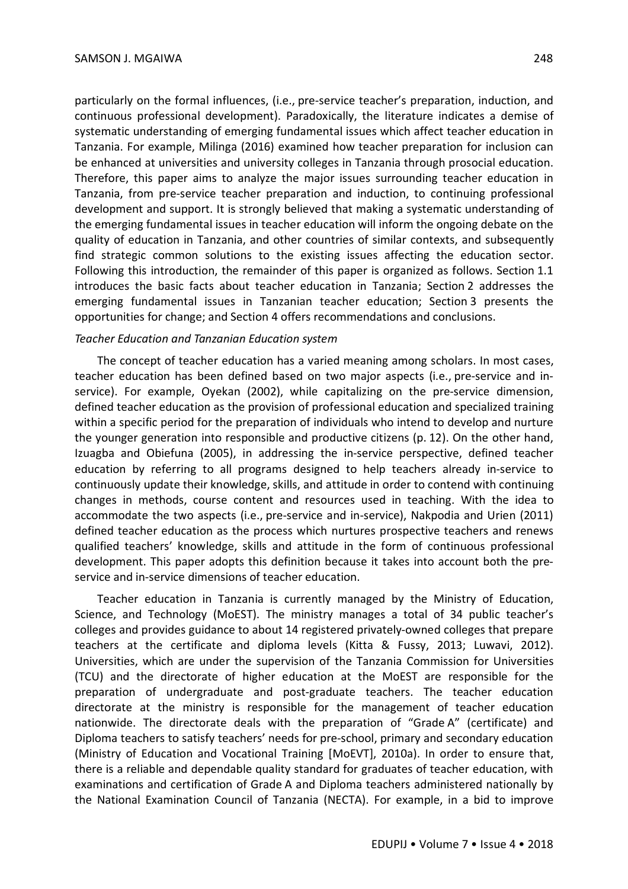particularly on the formal influences, (i.e., pre-service teacher's preparation, induction, and continuous professional development). Paradoxically, the literature indicates a demise of systematic understanding of emerging fundamental issues which affect teacher education in Tanzania. For example, Milinga (2016) examined how teacher preparation for inclusion can be enhanced at universities and university colleges in Tanzania through prosocial education. Therefore, this paper aims to analyze the major issues surrounding teacher education in Tanzania, from pre-service teacher preparation and induction, to continuing professional development and support. It is strongly believed that making a systematic understanding of the emerging fundamental issues in teacher education will inform the ongoing debate on the quality of education in Tanzania, and other countries of similar contexts, and subsequently find strategic common solutions to the existing issues affecting the education sector. Following this introduction, the remainder of this paper is organized as follows. Section 1.1 introduces the basic facts about teacher education in Tanzania; Section 2 addresses the emerging fundamental issues in Tanzanian teacher education; Section 3 presents the opportunities for change; and Section 4 offers recommendations and conclusions.

### *Teacher Education and Tanzanian Education system*

The concept of teacher education has a varied meaning among scholars. In most cases, teacher education has been defined based on two major aspects (i.e., pre-service and in-service). For example, Oyekan (2002), while capitalizing on the pre-service dimension, defined teacher education as the provision of professional education and specialized training within a specific period for the preparation of individuals who intend to develop and nurture the younger generation into responsible and productive citizens (p. 12). On the other hand, Izuagba and Obiefuna (2005), in addressing the in-service perspective, defined teacher education by referring to all programs designed to help teachers already in-service to continuously update their knowledge, skills, and attitude in order to contend with continuing changes in methods, course content and resources used in teaching. With the idea to accommodate the two aspects (i.e., pre-service and in-service), Nakpodia and Urien (2011) defined teacher education as the process which nurtures prospective teachers and renews qualified teachers' knowledge, skills and attitude in the form of continuous professional development. This paper adopts this definition because it takes into account both the pre-service and in-service dimensions of teacher education.

Teacher education in Tanzania is currently managed by the Ministry of Education, Science, and Technology (MoEST). The ministry manages a total of 34 public teacher's colleges and provides guidance to about 14 registered privately-owned colleges that prepare teachers at the certificate and diploma levels (Kitta & Fussy, 2013; Luwavi, 2012). Universities, which are under the supervision of the Tanzania Commission for Universities (TCU) and the directorate of higher education at the MoEST are responsible for the preparation of undergraduate and post-graduate teachers. The teacher education directorate at the ministry is responsible for the management of teacher education nationwide. The directorate deals with the preparation of "Grade A" (certificate) and Diploma teachers to satisfy teachers' needs for pre-school, primary and secondary education (Ministry of Education and Vocational Training [MoEVT], 2010a). In order to ensure that, there is a reliable and dependable quality standard for graduates of teacher education, with examinations and certification of Grade A and Diploma teachers administered nationally by the National Examination Council of Tanzania (NECTA). For example, in a bid to improve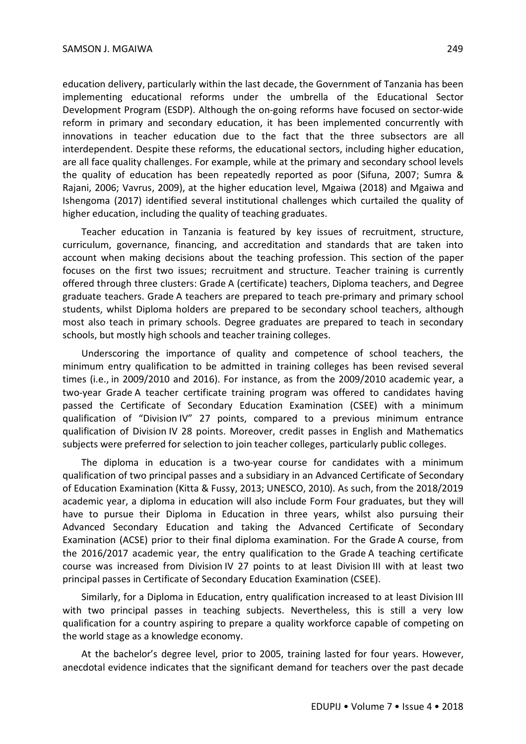education delivery, particularly within the last decade, the Government of Tanzania has been implementing educational reforms under the umbrella of the Educational Sector Development Program (ESDP). Although the on-going reforms have focused on sector-wide reform in primary and secondary education, it has been implemented concurrently with innovations in teacher education due to the fact that the three subsectors are all interdependent. Despite these reforms, the educational sectors, including higher education, are all face quality challenges. For example, while at the primary and secondary school levels the quality of education has been repeatedly reported as poor (Sifuna, 2007; Sumra & Rajani, 2006; Vavrus, 2009), at the higher education level, Mgaiwa (2018) and Mgaiwa and Ishengoma (2017) identified several institutional challenges which curtailed the quality of higher education, including the quality of teaching graduates.

Teacher education in Tanzania is featured by key issues of recruitment, structure, curriculum, governance, financing, and accreditation and standards that are taken into account when making decisions about the teaching profession. This section of the paper focuses on the first two issues; recruitment and structure. Teacher training is currently offered through three clusters: Grade A (certificate) teachers, Diploma teachers, and Degree graduate teachers. Grade A teachers are prepared to teach pre-primary and primary school students, whilst Diploma holders are prepared to be secondary school teachers, although most also teach in primary schools. Degree graduates are prepared to teach in secondary schools, but mostly high schools and teacher training colleges.

Underscoring the importance of quality and competence of school teachers, the minimum entry qualification to be admitted in training colleges has been revised several times (i.e., in 2009/2010 and 2016). For instance, as from the 2009/2010 academic year, a two-year Grade A teacher certificate training program was offered to candidates having passed the Certificate of Secondary Education Examination (CSEE) with a minimum qualification of "Division IV" 27 points, compared to a previous minimum entrance qualification of Division IV 28 points. Moreover, credit passes in English and Mathematics subjects were preferred for selection to join teacher colleges, particularly public colleges.

The diploma in education is a two-year course for candidates with a minimum qualification of two principal passes and a subsidiary in an Advanced Certificate of Secondary of Education Examination (Kitta & Fussy, 2013; UNESCO, 2010). As such, from the 2018/2019 academic year, a diploma in education will also include Form Four graduates, but they will have to pursue their Diploma in Education in three years, whilst also pursuing their Advanced Secondary Education and taking the Advanced Certificate of Secondary Examination (ACSE) prior to their final diploma examination. For the Grade A course, from the 2016/2017 academic year, the entry qualification to the Grade A teaching certificate course was increased from Division IV 27 points to at least Division III with at least two principal passes in Certificate of Secondary Education Examination (CSEE).

Similarly, for a Diploma in Education, entry qualification increased to at least Division III with two principal passes in teaching subjects. Nevertheless, this is still a very low qualification for a country aspiring to prepare a quality workforce capable of competing on the world stage as a knowledge economy.

At the bachelor's degree level, prior to 2005, training lasted for four years. However, anecdotal evidence indicates that the significant demand for teachers over the past decade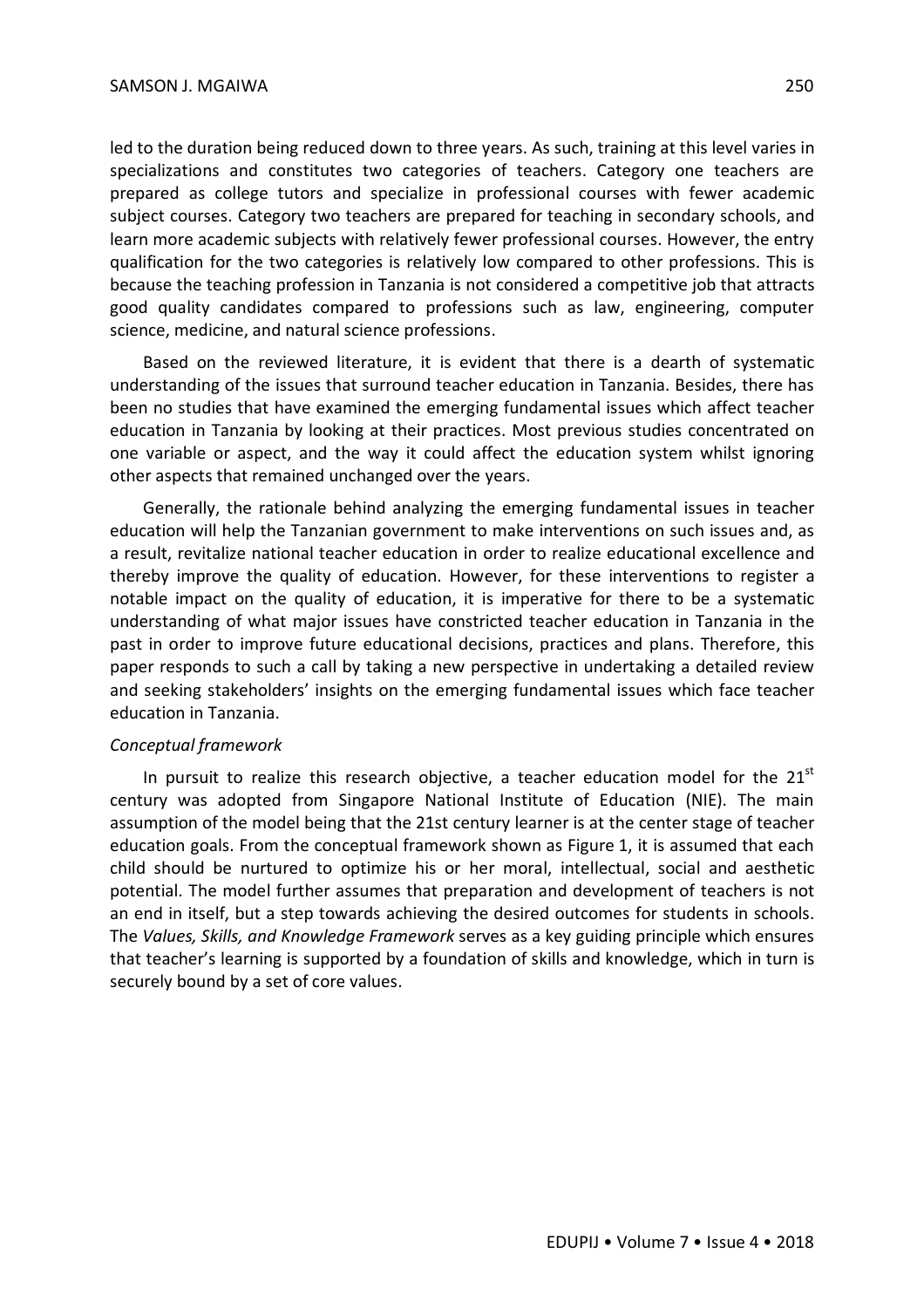led to the duration being reduced down to three years. As such, training at this level varies in specializations and constitutes two categories of teachers. Category one teachers are prepared as college tutors and specialize in professional courses with fewer academic subject courses. Category two teachers are prepared for teaching in secondary schools, and learn more academic subjects with relatively fewer professional courses. However, the entry qualification for the two categories is relatively low compared to other professions. This is because the teaching profession in Tanzania is not considered a competitive job that attracts good quality candidates compared to professions such as law, engineering, computer science, medicine, and natural science professions.

Based on the reviewed literature, it is evident that there is a dearth of systematic understanding of the issues that surround teacher education in Tanzania. Besides, there has been no studies that have examined the emerging fundamental issues which affect teacher education in Tanzania by looking at their practices. Most previous studies concentrated on one variable or aspect, and the way it could affect the education system whilst ignoring other aspects that remained unchanged over the years.

Generally, the rationale behind analyzing the emerging fundamental issues in teacher education will help the Tanzanian government to make interventions on such issues and, as a result, revitalize national teacher education in order to realize educational excellence and thereby improve the quality of education. However, for these interventions to register a notable impact on the quality of education, it is imperative for there to be a systematic understanding of what major issues have constricted teacher education in Tanzania in the past in order to improve future educational decisions, practices and plans. Therefore, this paper responds to such a call by taking a new perspective in undertaking a detailed review and seeking stakeholders' insights on the emerging fundamental issues which face teacher education in Tanzania.

*Conceptual framework*

In pursuit to realize this research objective, a teacher education model for the 21st century was adopted from Singapore National Institute of Education (NIE). The main assumption of the model being that the 21st century learner is at the center stage of teacher education goals. From the conceptual framework shown as Figure 1, it is assumed that each child should be nurtured to optimize his or her moral, intellectual, social and aesthetic potential. The model further assumes that preparation and development of teachers is not an end in itself, but a step towards achieving the desired outcomes for students in schools. The *Values, Skills, and Knowledge Framework* serves as a key guiding principle which ensures that teacher's learning is supported by a foundation of skills and knowledge, which in turn is securely bound by a set of core values.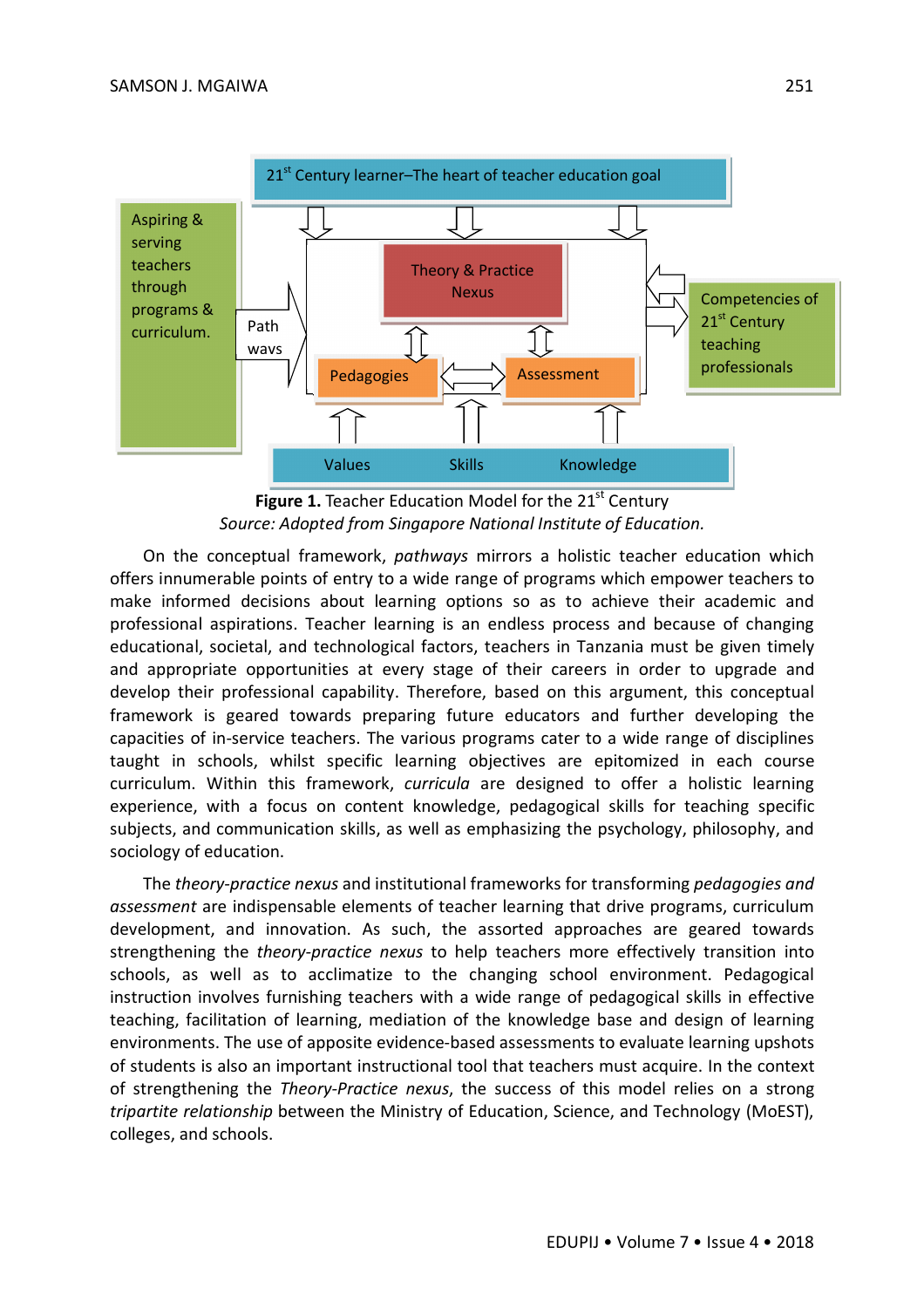**Figure 1.** Teacher Education Model for the 21st Century

*Source: Adopted from Singapore National Institute of Education.*

On the conceptual framework, *pathways* mirrors a holistic teacher education which offers innumerable points of entry to a wide range of programs which empower teachers to make informed decisions about learning options so as to achieve their academic and professional aspirations. Teacher learning is an endless process and because of changing educational, societal, and technological factors, teachers in Tanzania must be given timely and appropriate opportunities at every stage of their careers in order to upgrade and develop their professional capability. Therefore, based on this argument, this conceptual framework is geared towards preparing future educators and further developing the capacities of in-service teachers. The various programs cater to a wide range of disciplines taught in schools, whilst specific learning objectives are epitomized in each course curriculum. Within this framework, *curricula* are designed to offer a holistic learning experience, with a focus on content knowledge, pedagogical skills for teaching specific subjects, and communication skills, as well as emphasizing the psychology, philosophy, and sociology of education.

The *theory-practice nexus* and institutional frameworks for transforming *pedagogies and assessment* are indispensable elements of teacher learning that drive programs, curriculum development, and innovation. As such, the assorted approaches are geared towards strengthening the *theory-practice nexus* to help teachers more effectively transition into schools, as well as to acclimatize to the changing school environment. Pedagogical instruction involves furnishing teachers with a wide range of pedagogical skills in effective teaching, facilitation of learning, mediation of the knowledge base and design of learning environments. The use of apposite evidence-based assessments to evaluate learning upshots of students is also an important instructional tool that teachers must acquire. In the context of strengthening the *Theory-Practice nexus*, the success of this model relies on a strong *tripartite relationship* between the Ministry of Education, Science, and Technology (MoEST), colleges, and schools.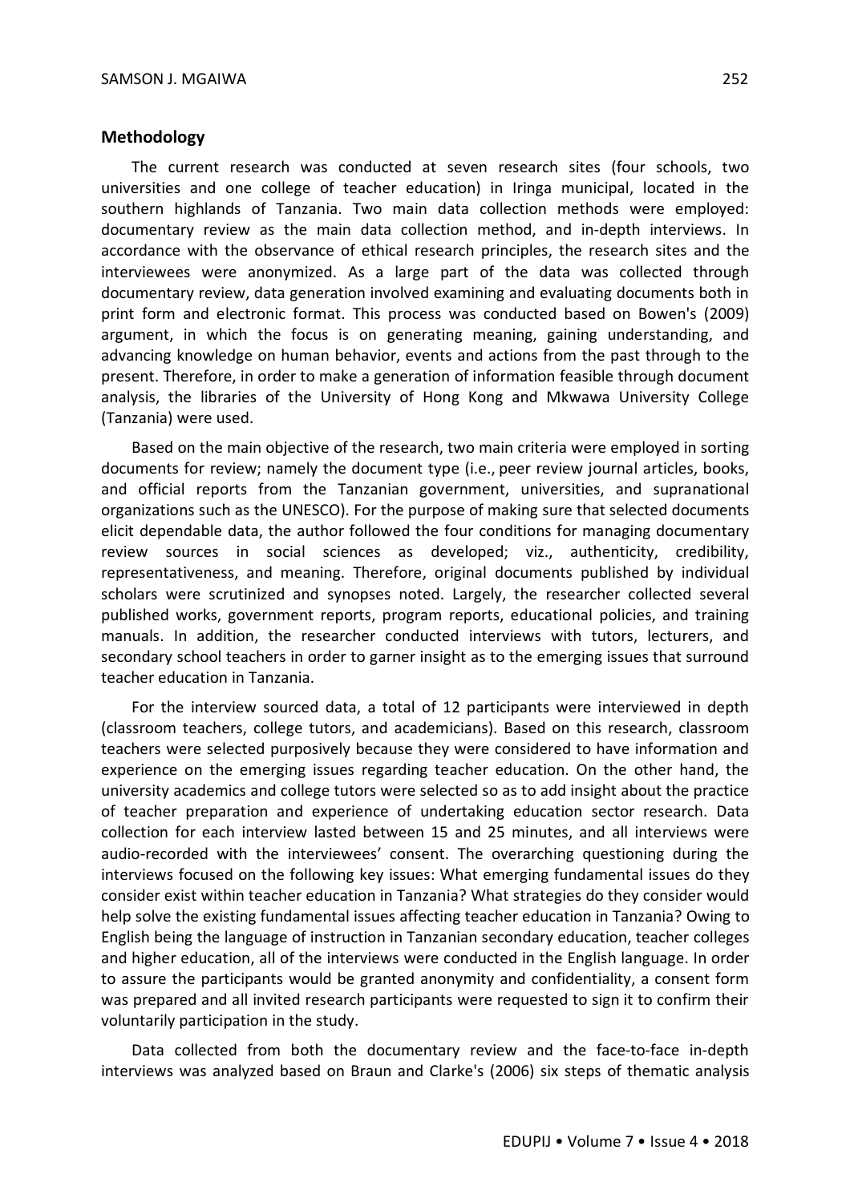## Methodology

The current research was conducted at seven research sites (four schools, two universities and one college of teacher education) in Iringa municipal, located in the southern highlands of Tanzania. Two main data collection methods were employed: documentary review as the main data collection method, and in-depth interviews. In accordance with the observance of ethical research principles, the research sites and the interviewees were anonymized. As a large part of the data was collected through documentary review, data generation involved examining and evaluating documents both in print form and electronic format. This process was conducted based on Bowen's (2009) argument, in which the focus is on generating meaning, gaining understanding, and advancing knowledge on human behavior, events and actions from the past through to the present. Therefore, in order to make a generation of information feasible through document analysis, the libraries of the University of Hong Kong and Mkwawa University College (Tanzania) were used.

Based on the main objective of the research, two main criteria were employed in sorting documents for review; namely the document type (i.e., peer review journal articles, books, and official reports from the Tanzanian government, universities, and supranational organizations such as the UNESCO). For the purpose of making sure that selected documents elicit dependable data, the author followed the four conditions for managing documentary review sources in social sciences as developed; viz., authenticity, credibility, representativeness, and meaning. Therefore, original documents published by individual scholars were scrutinized and synopses noted. Largely, the researcher collected several published works, government reports, program reports, educational policies, and training manuals. In addition, the researcher conducted interviews with tutors, lecturers, and secondary school teachers in order to garner insight as to the emerging issues that surround teacher education in Tanzania.

For the interview sourced data, a total of 12 participants were interviewed in depth (classroom teachers, college tutors, and academicians). Based on this research, classroom teachers were selected purposively because they were considered to have information and experience on the emerging issues regarding teacher education. On the other hand, the university academics and college tutors were selected so as to add insight about the practice of teacher preparation and experience of undertaking education sector research. Data collection for each interview lasted between 15 and 25 minutes, and all interviews were audio-recorded with the interviewees' consent. The overarching questioning during the interviews focused on the following key issues: What emerging fundamental issues do they consider exist within teacher education in Tanzania? What strategies do they consider would help solve the existing fundamental issues affecting teacher education in Tanzania? Owing to English being the language of instruction in Tanzanian secondary education, teacher colleges and higher education, all of the interviews were conducted in the English language. In order to assure the participants would be granted anonymity and confidentiality, a consent form was prepared and all invited research participants were requested to sign it to confirm their voluntarily participation in the study.

Data collected from both the documentary review and the face-to-face in-depth interviews was analyzed based on Braun and Clarke's (2006) six steps of thematic analysis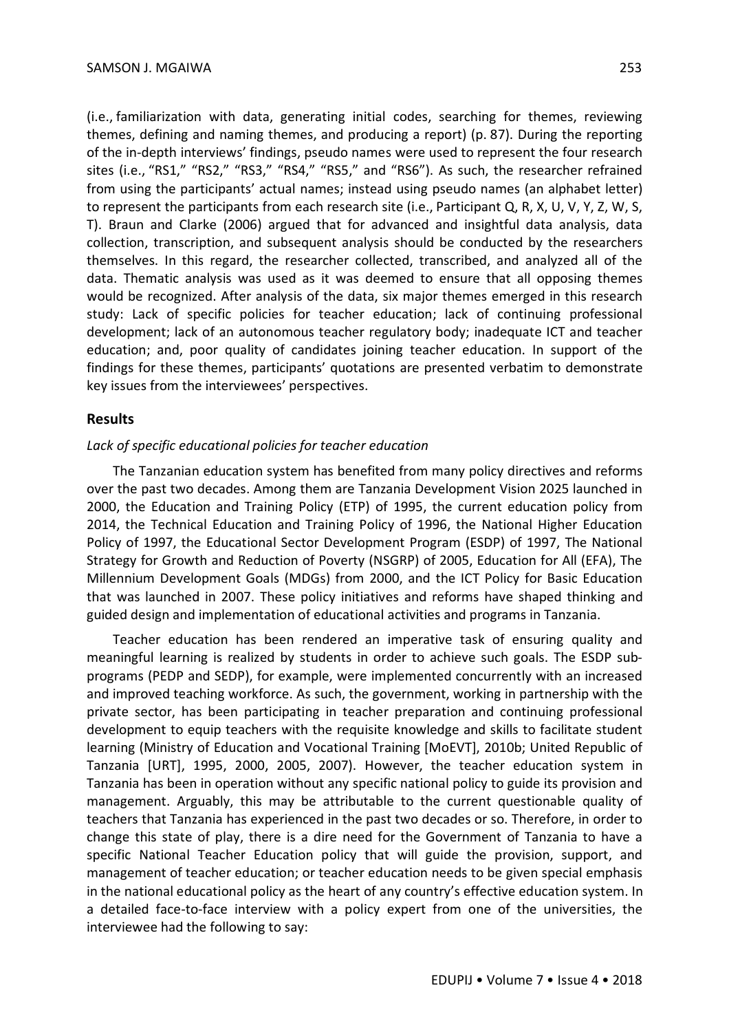(i.e., familiarization with data, generating initial codes, searching for themes, reviewing themes, defining and naming themes, and producing a report) (p. 87). During the reporting of the in-depth interviews' findings, pseudo names were used to represent the four research sites (i.e., "RS1," "RS2," "RS3," "RS4," "RS5," and "RS6"). As such, the researcher refrained from using the participants' actual names; instead using pseudo names (an alphabet letter) to represent the participants from each research site (i.e., Participant Q, R, X, U, V, Y, Z, W, S, T). Braun and Clarke (2006) argued that for advanced and insightful data analysis, data collection, transcription, and subsequent analysis should be conducted by the researchers themselves. In this regard, the researcher collected, transcribed, and analyzed all of the data. Thematic analysis was used as it was deemed to ensure that all opposing themes would be recognized. After analysis of the data, six major themes emerged in this research study: Lack of specific policies for teacher education; lack of continuing professional development; lack of an autonomous teacher regulatory body; inadequate ICT and teacher education; and, poor quality of candidates joining teacher education. In support of the findings for these themes, participants' quotations are presented verbatim to demonstrate key issues from the interviewees' perspectives.

## Results

### *Lack of specific educational policies for teacher education*

The Tanzanian education system has benefited from many policy directives and reforms over the past two decades. Among them are Tanzania Development Vision 2025 launched in 2000, the Education and Training Policy (ETP) of 1995, the current education policy from 2014, the Technical Education and Training Policy of 1996, the National Higher Education Policy of 1997, the Educational Sector Development Program (ESDP) of 1997, The National Strategy for Growth and Reduction of Poverty (NSGRP) of 2005, Education for All (EFA), The Millennium Development Goals (MDGs) from 2000, and the ICT Policy for Basic Education that was launched in 2007. These policy initiatives and reforms have shaped thinking and guided design and implementation of educational activities and programs in Tanzania.

Teacher education has been rendered an imperative task of ensuring quality and meaningful learning is realized by students in order to achieve such goals. The ESDP sub-programs (PEDP and SEDP), for example, were implemented concurrently with an increased and improved teaching workforce. As such, the government, working in partnership with the private sector, has been participating in teacher preparation and continuing professional development to equip teachers with the requisite knowledge and skills to facilitate student learning (Ministry of Education and Vocational Training [MoEVT], 2010b; United Republic of Tanzania [URT], 1995, 2000, 2005, 2007). However, the teacher education system in Tanzania has been in operation without any specific national policy to guide its provision and management. Arguably, this may be attributable to the current questionable quality of teachers that Tanzania has experienced in the past two decades or so. Therefore, in order to change this state of play, there is a dire need for the Government of Tanzania to have a specific National Teacher Education policy that will guide the provision, support, and management of teacher education; or teacher education needs to be given special emphasis in the national educational policy as the heart of any country's effective education system. In a detailed face-to-face interview with a policy expert from one of the universities, the interviewee had the following to say: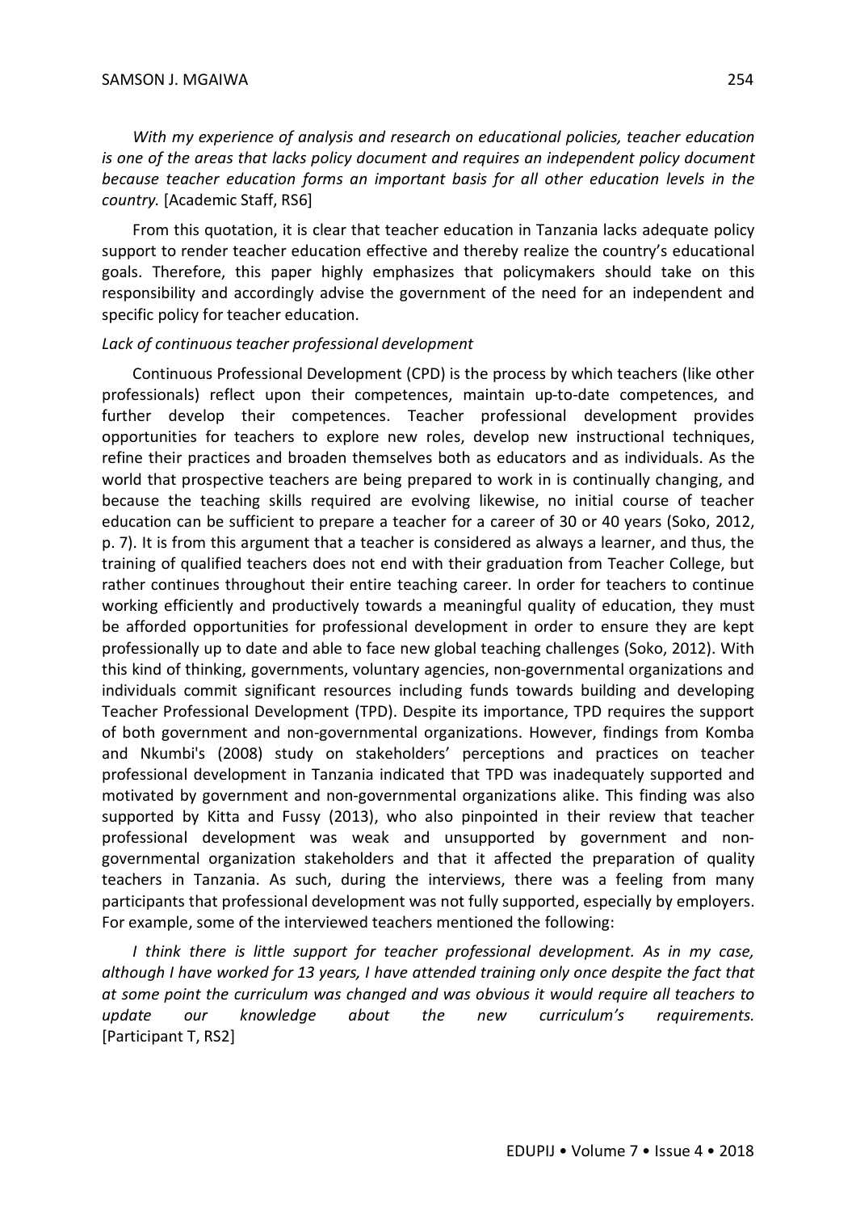*With my experience of analysis and research on educational policies, teacher education is one of the areas that lacks policy document and requires an independent policy document because teacher education forms an important basis for all other education levels in the country.* [Academic Staff, RS6]

From this quotation, it is clear that teacher education in Tanzania lacks adequate policy support to render teacher education effective and thereby realize the country's educational goals. Therefore, this paper highly emphasizes that policymakers should take on this responsibility and accordingly advise the government of the need for an independent and specific policy for teacher education.

*Lack of continuous teacher professional development*

Continuous Professional Development (CPD) is the process by which teachers (like other professionals) reflect upon their competences, maintain up-to-date competences, and further develop their competences. Teacher professional development provides opportunities for teachers to explore new roles, develop new instructional techniques, refine their practices and broaden themselves both as educators and as individuals. As the world that prospective teachers are being prepared to work in is continually changing, and because the teaching skills required are evolving likewise, no initial course of teacher education can be sufficient to prepare a teacher for a career of 30 or 40 years (Soko, 2012, p. 7). It is from this argument that a teacher is considered as always a learner, and thus, the training of qualified teachers does not end with their graduation from Teacher College, but rather continues throughout their entire teaching career. In order for teachers to continue working efficiently and productively towards a meaningful quality of education, they must be afforded opportunities for professional development in order to ensure they are kept professionally up to date and able to face new global teaching challenges (Soko, 2012). With this kind of thinking, governments, voluntary agencies, non-governmental organizations and individuals commit significant resources including funds towards building and developing Teacher Professional Development (TPD). Despite its importance, TPD requires the support of both government and non-governmental organizations. However, findings from Komba and Nkumbi's (2008) study on stakeholders' perceptions and practices on teacher professional development in Tanzania indicated that TPD was inadequately supported and motivated by government and non-governmental organizations alike. This finding was also supported by Kitta and Fussy (2013), who also pinpointed in their review that teacher professional development was weak and unsupported by government and non-governmental organization stakeholders and that it affected the preparation of quality teachers in Tanzania. As such, during the interviews, there was a feeling from many participants that professional development was not fully supported, especially by employers. For example, some of the interviewed teachers mentioned the following:

*I think there is little support for teacher professional development. As in my case, although I have worked for 13 years, I have attended training only once despite the fact that at some point the curriculum was changed and was obvious it would require all teachers to update our knowledge about the new curriculum's requirements.* [Participant T, RS2]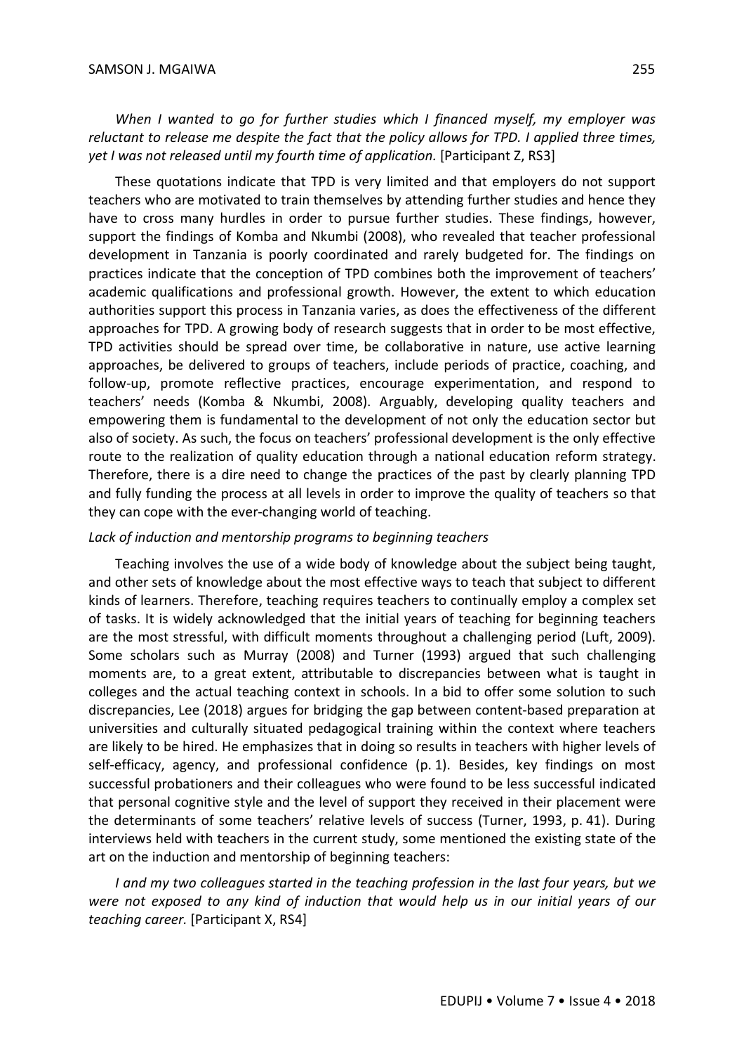*When I wanted to go for further studies which I financed myself, my employer was reluctant to release me despite the fact that the policy allows for TPD. I applied three times, yet I was not released until my fourth time of application.* [Participant Z, RS3]

These quotations indicate that TPD is very limited and that employers do not support teachers who are motivated to train themselves by attending further studies and hence they have to cross many hurdles in order to pursue further studies. These findings, however, support the findings of Komba and Nkumbi (2008), who revealed that teacher professional development in Tanzania is poorly coordinated and rarely budgeted for. The findings on practices indicate that the conception of TPD combines both the improvement of teachers' academic qualifications and professional growth. However, the extent to which education authorities support this process in Tanzania varies, as does the effectiveness of the different approaches for TPD. A growing body of research suggests that in order to be most effective, TPD activities should be spread over time, be collaborative in nature, use active learning approaches, be delivered to groups of teachers, include periods of practice, coaching, and follow-up, promote reflective practices, encourage experimentation, and respond to teachers' needs (Komba & Nkumbi, 2008). Arguably, developing quality teachers and empowering them is fundamental to the development of not only the education sector but also of society. As such, the focus on teachers' professional development is the only effective route to the realization of quality education through a national education reform strategy. Therefore, there is a dire need to change the practices of the past by clearly planning TPD and fully funding the process at all levels in order to improve the quality of teachers so that they can cope with the ever-changing world of teaching.

*Lack of induction and mentorship programs to beginning teachers*

Teaching involves the use of a wide body of knowledge about the subject being taught, and other sets of knowledge about the most effective ways to teach that subject to different kinds of learners. Therefore, teaching requires teachers to continually employ a complex set of tasks. It is widely acknowledged that the initial years of teaching for beginning teachers are the most stressful, with difficult moments throughout a challenging period (Luft, 2009). Some scholars such as Murray (2008) and Turner (1993) argued that such challenging moments are, to a great extent, attributable to discrepancies between what is taught in colleges and the actual teaching context in schools. In a bid to offer some solution to such discrepancies, Lee (2018) argues for bridging the gap between content-based preparation at universities and culturally situated pedagogical training within the context where teachers are likely to be hired. He emphasizes that in doing so results in teachers with higher levels of self-efficacy, agency, and professional confidence (p. 1). Besides, key findings on most successful probationers and their colleagues who were found to be less successful indicated that personal cognitive style and the level of support they received in their placement were the determinants of some teachers' relative levels of success (Turner, 1993, p. 41). During interviews held with teachers in the current study, some mentioned the existing state of the art on the induction and mentorship of beginning teachers:

*I and my two colleagues started in the teaching profession in the last four years, but we were not exposed to any kind of induction that would help us in our initial years of our teaching career.* [Participant X, RS4]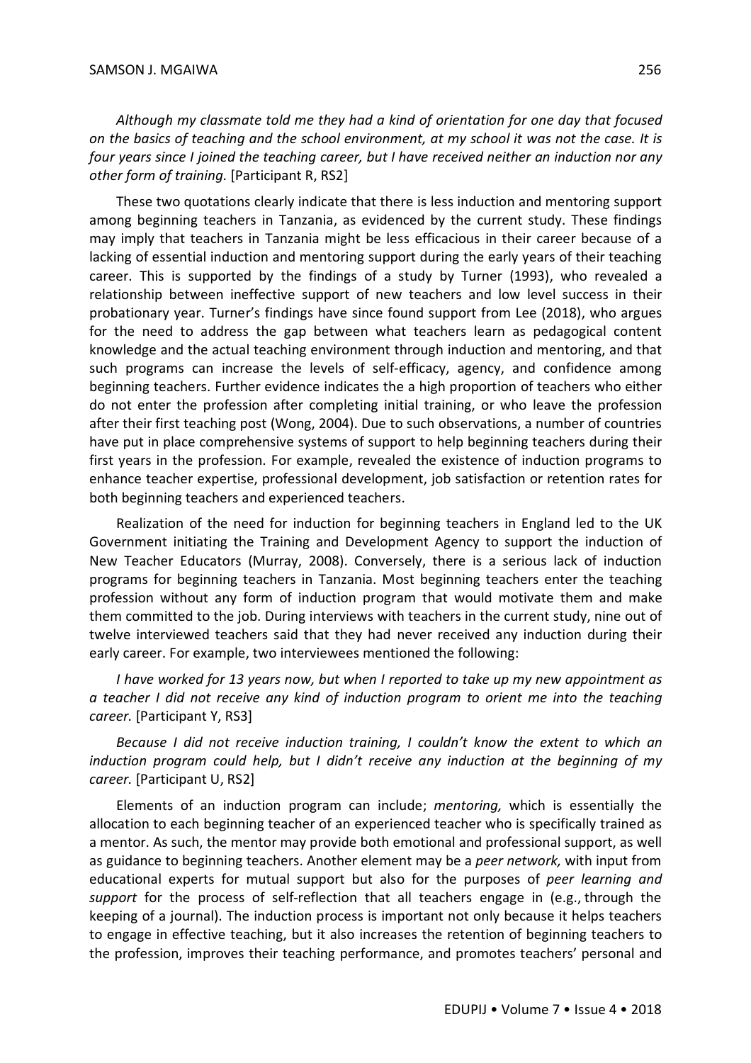*Although my classmate told me they had a kind of orientation for one day that focused on the basics of teaching and the school environment, at my school it was not the case. It is four years since I joined the teaching career, but I have received neither an induction nor any other form of training.* [Participant R, RS2]

These two quotations clearly indicate that there is less induction and mentoring support among beginning teachers in Tanzania, as evidenced by the current study. These findings may imply that teachers in Tanzania might be less efficacious in their career because of a lacking of essential induction and mentoring support during the early years of their teaching career. This is supported by the findings of a study by Turner (1993), who revealed a relationship between ineffective support of new teachers and low level success in their probationary year. Turner's findings have since found support from Lee (2018), who argues for the need to address the gap between what teachers learn as pedagogical content knowledge and the actual teaching environment through induction and mentoring, and that such programs can increase the levels of self-efficacy, agency, and confidence among beginning teachers. Further evidence indicates the a high proportion of teachers who either do not enter the profession after completing initial training, or who leave the profession after their first teaching post (Wong, 2004). Due to such observations, a number of countries have put in place comprehensive systems of support to help beginning teachers during their first years in the profession. For example, revealed the existence of induction programs to enhance teacher expertise, professional development, job satisfaction or retention rates for both beginning teachers and experienced teachers.

Realization of the need for induction for beginning teachers in England led to the UK Government initiating the Training and Development Agency to support the induction of New Teacher Educators (Murray, 2008). Conversely, there is a serious lack of induction programs for beginning teachers in Tanzania. Most beginning teachers enter the teaching profession without any form of induction program that would motivate them and make them committed to the job. During interviews with teachers in the current study, nine out of twelve interviewed teachers said that they had never received any induction during their early career. For example, two interviewees mentioned the following:

*I have worked for 13 years now, but when I reported to take up my new appointment as a teacher I did not receive any kind of induction program to orient me into the teaching career.* [Participant Y, RS3]

*Because I did not receive induction training, I couldn't know the extent to which an induction program could help, but I didn't receive any induction at the beginning of my career.* [Participant U, RS2]

Elements of an induction program can include; *mentoring,* which is essentially the allocation to each beginning teacher of an experienced teacher who is specifically trained as a mentor. As such, the mentor may provide both emotional and professional support, as well as guidance to beginning teachers. Another element may be a *peer network,* with input from educational experts for mutual support but also for the purposes of *peer learning and support* for the process of self-reflection that all teachers engage in (e.g., through the keeping of a journal). The induction process is important not only because it helps teachers to engage in effective teaching, but it also increases the retention of beginning teachers to the profession, improves their teaching performance, and promotes teachers' personal and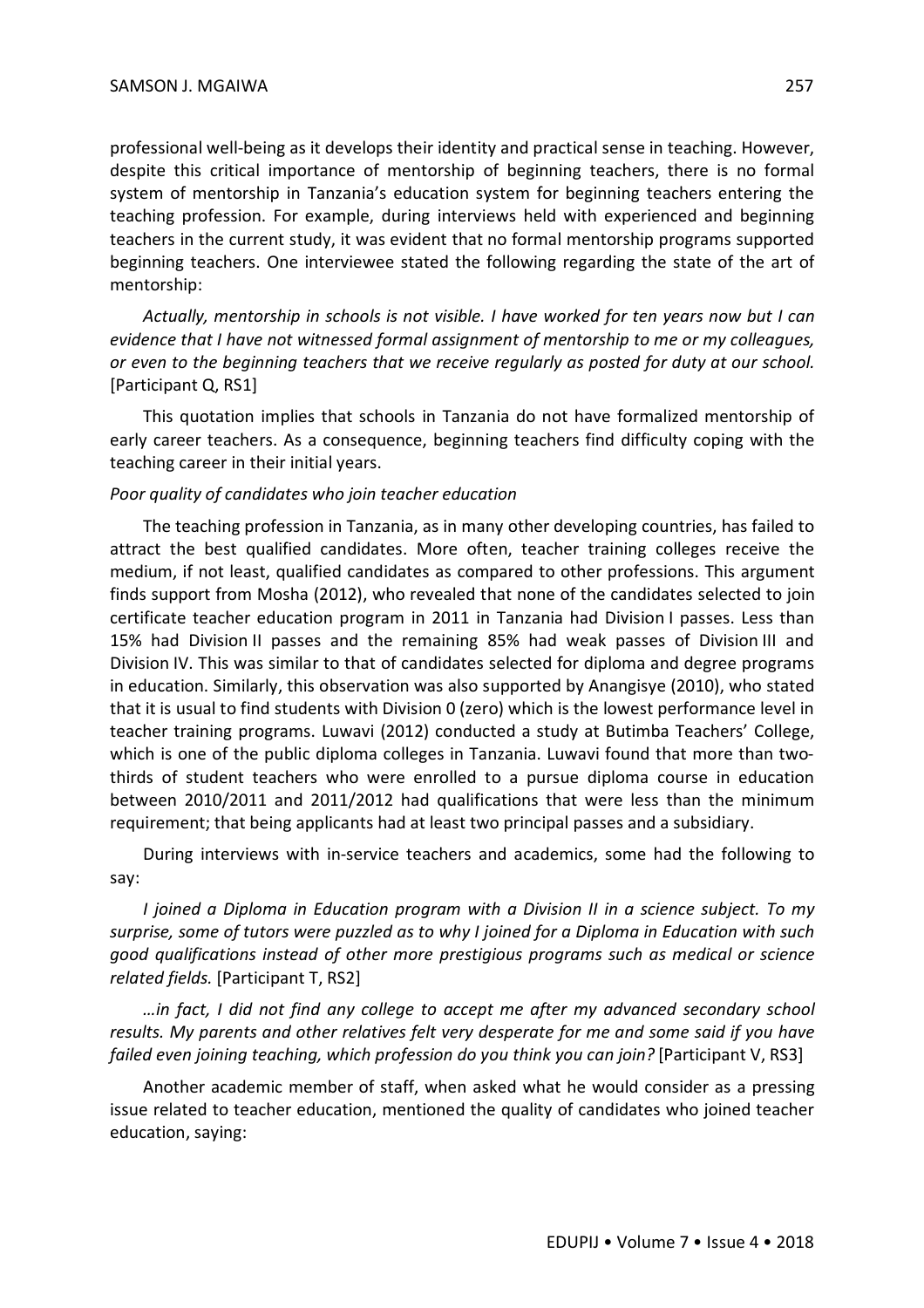professional well-being as it develops their identity and practical sense in teaching. However, despite this critical importance of mentorship of beginning teachers, there is no formal system of mentorship in Tanzania's education system for beginning teachers entering the teaching profession. For example, during interviews held with experienced and beginning teachers in the current study, it was evident that no formal mentorship programs supported beginning teachers. One interviewee stated the following regarding the state of the art of mentorship:

*Actually, mentorship in schools is not visible. I have worked for ten years now but I can evidence that I have not witnessed formal assignment of mentorship to me or my colleagues, or even to the beginning teachers that we receive regularly as posted for duty at our school.* [Participant Q, RS1]

This quotation implies that schools in Tanzania do not have formalized mentorship of early career teachers. As a consequence, beginning teachers find difficulty coping with the teaching career in their initial years.

*Poor quality of candidates who join teacher education*

The teaching profession in Tanzania, as in many other developing countries, has failed to attract the best qualified candidates. More often, teacher training colleges receive the medium, if not least, qualified candidates as compared to other professions. This argument finds support from Mosha (2012), who revealed that none of the candidates selected to join certificate teacher education program in 2011 in Tanzania had Division I passes. Less than 15% had Division II passes and the remaining 85% had weak passes of Division III and Division IV. This was similar to that of candidates selected for diploma and degree programs in education. Similarly, this observation was also supported by Anangisye (2010), who stated that it is usual to find students with Division 0 (zero) which is the lowest performance level in teacher training programs. Luwavi (2012) conducted a study at Butimba Teachers' College, which is one of the public diploma colleges in Tanzania. Luwavi found that more than two-thirds of student teachers who were enrolled to a pursue diploma course in education between 2010/2011 and 2011/2012 had qualifications that were less than the minimum requirement; that being applicants had at least two principal passes and a subsidiary.

During interviews with in-service teachers and academics, some had the following to say:

*I joined a Diploma in Education program with a Division II in a science subject. To my surprise, some of tutors were puzzled as to why I joined for a Diploma in Education with such good qualifications instead of other more prestigious programs such as medical or science related fields.* [Participant T, RS2]

*…in fact, I did not find any college to accept me after my advanced secondary school results. My parents and other relatives felt very desperate for me and some said if you have failed even joining teaching, which profession do you think you can join?* [Participant V, RS3]

Another academic member of staff, when asked what he would consider as a pressing issue related to teacher education, mentioned the quality of candidates who joined teacher education, saying: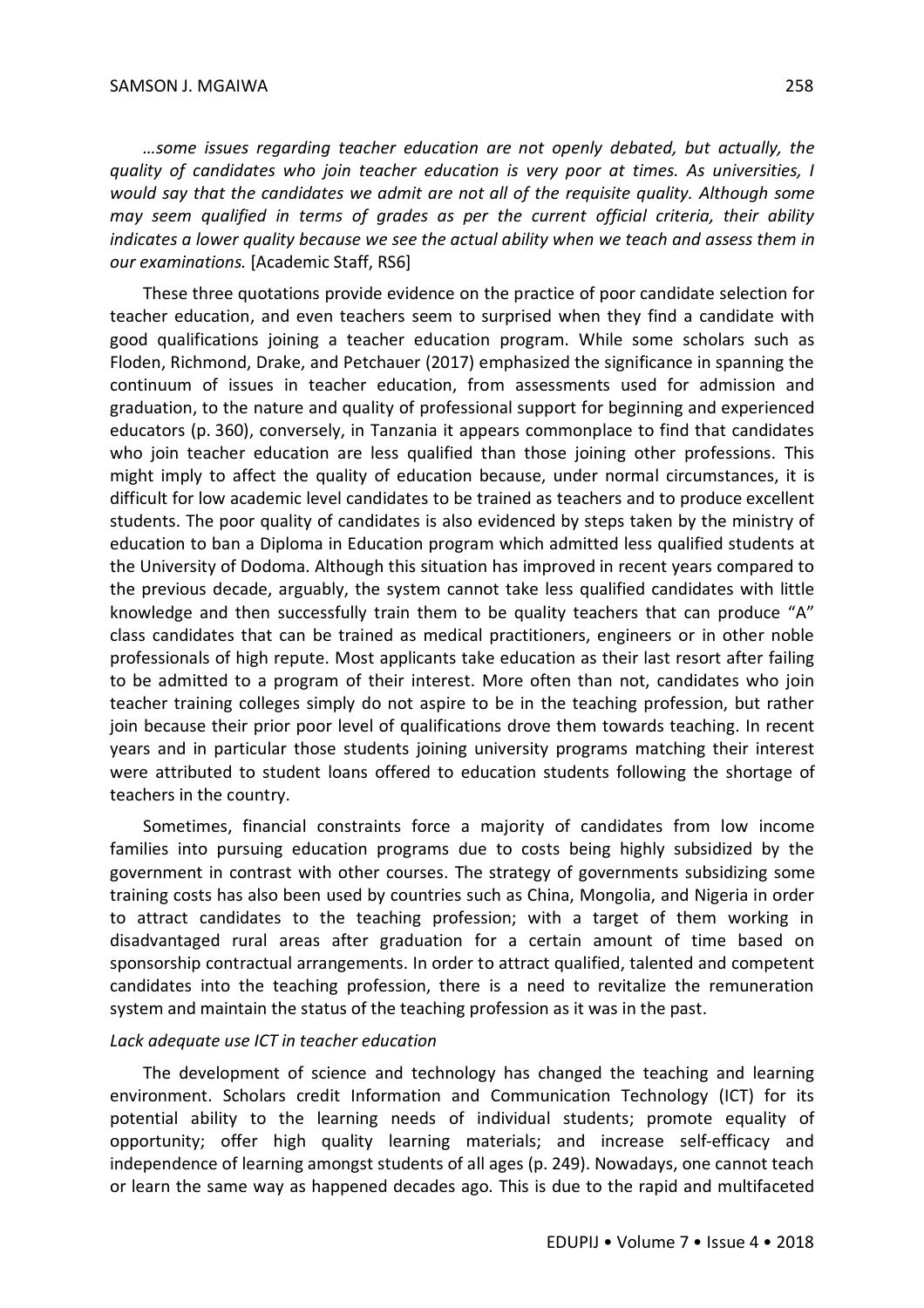*…some issues regarding teacher education are not openly debated, but actually, the quality of candidates who join teacher education is very poor at times. As universities, I would say that the candidates we admit are not all of the requisite quality. Although some may seem qualified in terms of grades as per the current official criteria, their ability indicates a lower quality because we see the actual ability when we teach and assess them in our examinations.* [Academic Staff, RS6]

These three quotations provide evidence on the practice of poor candidate selection for teacher education, and even teachers seem to surprised when they find a candidate with good qualifications joining a teacher education program. While some scholars such as Floden, Richmond, Drake, and Petchauer (2017) emphasized the significance in spanning the continuum of issues in teacher education, from assessments used for admission and graduation, to the nature and quality of professional support for beginning and experienced educators (p. 360), conversely, in Tanzania it appears commonplace to find that candidates who join teacher education are less qualified than those joining other professions. This might imply to affect the quality of education because, under normal circumstances, it is difficult for low academic level candidates to be trained as teachers and to produce excellent students. The poor quality of candidates is also evidenced by steps taken by the ministry of education to ban a Diploma in Education program which admitted less qualified students at the University of Dodoma. Although this situation has improved in recent years compared to the previous decade, arguably, the system cannot take less qualified candidates with little knowledge and then successfully train them to be quality teachers that can produce "A" class candidates that can be trained as medical practitioners, engineers or in other noble professionals of high repute. Most applicants take education as their last resort after failing to be admitted to a program of their interest. More often than not, candidates who join teacher training colleges simply do not aspire to be in the teaching profession, but rather join because their prior poor level of qualifications drove them towards teaching. In recent years and in particular those students joining university programs matching their interest were attributed to student loans offered to education students following the shortage of teachers in the country.

Sometimes, financial constraints force a majority of candidates from low income families into pursuing education programs due to costs being highly subsidized by the government in contrast with other courses. The strategy of governments subsidizing some training costs has also been used by countries such as China, Mongolia, and Nigeria in order to attract candidates to the teaching profession; with a target of them working in disadvantaged rural areas after graduation for a certain amount of time based on sponsorship contractual arrangements. In order to attract qualified, talented and competent candidates into the teaching profession, there is a need to revitalize the remuneration system and maintain the status of the teaching profession as it was in the past.

*Lack adequate use ICT in teacher education*

The development of science and technology has changed the teaching and learning environment. Scholars credit Information and Communication Technology (ICT) for its potential ability to the learning needs of individual students; promote equality of opportunity; offer high quality learning materials; and increase self-efficacy and independence of learning amongst students of all ages (p. 249). Nowadays, one cannot teach or learn the same way as happened decades ago. This is due to the rapid and multifaceted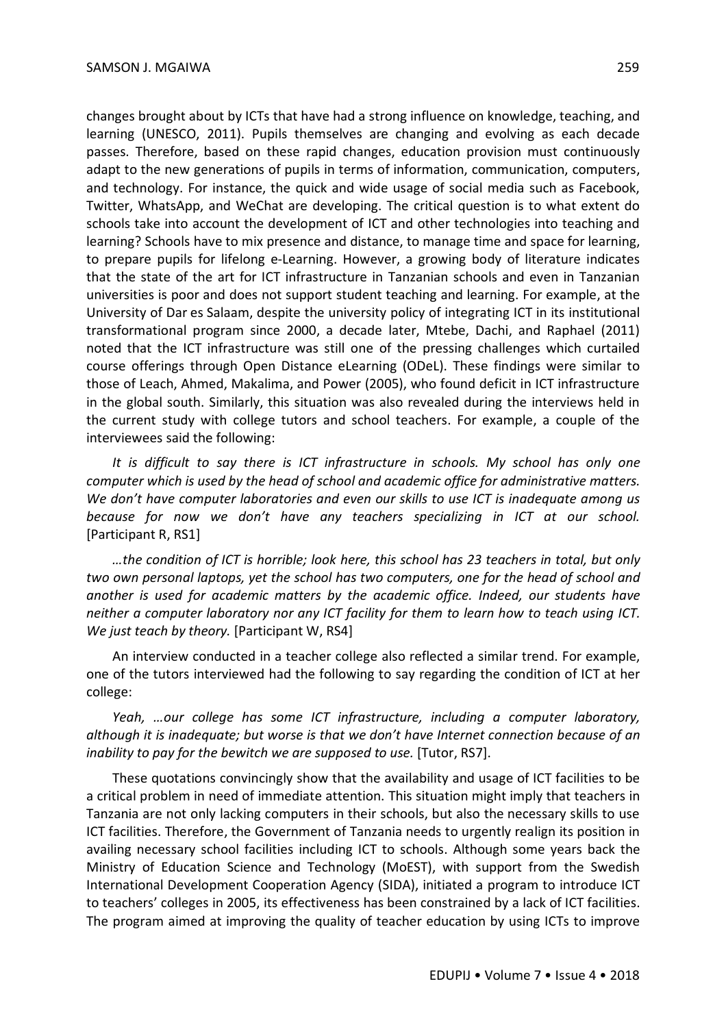changes brought about by ICTs that have had a strong influence on knowledge, teaching, and learning (UNESCO, 2011). Pupils themselves are changing and evolving as each decade passes. Therefore, based on these rapid changes, education provision must continuously adapt to the new generations of pupils in terms of information, communication, computers, and technology. For instance, the quick and wide usage of social media such as Facebook, Twitter, WhatsApp, and WeChat are developing. The critical question is to what extent do schools take into account the development of ICT and other technologies into teaching and learning? Schools have to mix presence and distance, to manage time and space for learning, to prepare pupils for lifelong e-Learning. However, a growing body of literature indicates that the state of the art for ICT infrastructure in Tanzanian schools and even in Tanzanian universities is poor and does not support student teaching and learning. For example, at the University of Dar es Salaam, despite the university policy of integrating ICT in its institutional transformational program since 2000, a decade later, Mtebe, Dachi, and Raphael (2011) noted that the ICT infrastructure was still one of the pressing challenges which curtailed course offerings through Open Distance eLearning (ODeL). These findings were similar to those of Leach, Ahmed, Makalima, and Power (2005), who found deficit in ICT infrastructure in the global south. Similarly, this situation was also revealed during the interviews held in the current study with college tutors and school teachers. For example, a couple of the interviewees said the following:

*It is difficult to say there is ICT infrastructure in schools. My school has only one computer which is used by the head of school and academic office for administrative matters. We don't have computer laboratories and even our skills to use ICT is inadequate among us because for now we don't have any teachers specializing in ICT at our school.* [Participant R, RS1]

*…the condition of ICT is horrible; look here, this school has 23 teachers in total, but only two own personal laptops, yet the school has two computers, one for the head of school and another is used for academic matters by the academic office. Indeed, our students have neither a computer laboratory nor any ICT facility for them to learn how to teach using ICT. We just teach by theory.* [Participant W, RS4]

An interview conducted in a teacher college also reflected a similar trend. For example, one of the tutors interviewed had the following to say regarding the condition of ICT at her college:

*Yeah, …our college has some ICT infrastructure, including a computer laboratory, although it is inadequate; but worse is that we don't have Internet connection because of an inability to pay for the bewitch we are supposed to use.* [Tutor, RS7].

These quotations convincingly show that the availability and usage of ICT facilities to be a critical problem in need of immediate attention. This situation might imply that teachers in Tanzania are not only lacking computers in their schools, but also the necessary skills to use ICT facilities. Therefore, the Government of Tanzania needs to urgently realign its position in availing necessary school facilities including ICT to schools. Although some years back the Ministry of Education Science and Technology (MoEST), with support from the Swedish International Development Cooperation Agency (SIDA), initiated a program to introduce ICT to teachers' colleges in 2005, its effectiveness has been constrained by a lack of ICT facilities. The program aimed at improving the quality of teacher education by using ICTs to improve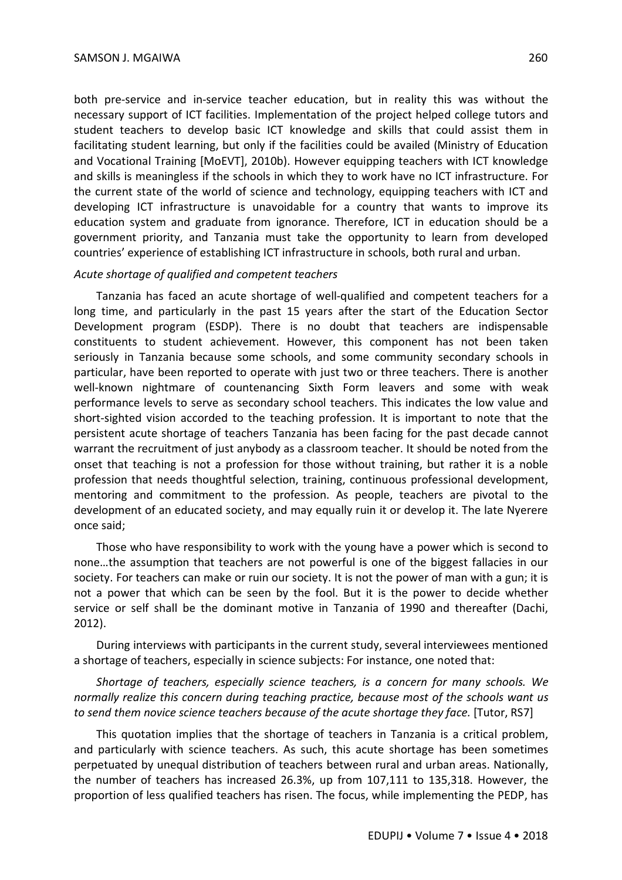both pre-service and in-service teacher education, but in reality this was without the necessary support of ICT facilities. Implementation of the project helped college tutors and student teachers to develop basic ICT knowledge and skills that could assist them in facilitating student learning, but only if the facilities could be availed (Ministry of Education and Vocational Training [MoEVT], 2010b). However equipping teachers with ICT knowledge and skills is meaningless if the schools in which they to work have no ICT infrastructure. For the current state of the world of science and technology, equipping teachers with ICT and developing ICT infrastructure is unavoidable for a country that wants to improve its education system and graduate from ignorance. Therefore, ICT in education should be a government priority, and Tanzania must take the opportunity to learn from developed countries' experience of establishing ICT infrastructure in schools, both rural and urban.

*Acute shortage of qualified and competent teachers*

Tanzania has faced an acute shortage of well-qualified and competent teachers for a long time, and particularly in the past 15 years after the start of the Education Sector Development program (ESDP). There is no doubt that teachers are indispensable constituents to student achievement. However, this component has not been taken seriously in Tanzania because some schools, and some community secondary schools in particular, have been reported to operate with just two or three teachers. There is another well-known nightmare of countenancing Sixth Form leavers and some with weak performance levels to serve as secondary school teachers. This indicates the low value and short-sighted vision accorded to the teaching profession. It is important to note that the persistent acute shortage of teachers Tanzania has been facing for the past decade cannot warrant the recruitment of just anybody as a classroom teacher. It should be noted from the onset that teaching is not a profession for those without training, but rather it is a noble profession that needs thoughtful selection, training, continuous professional development, mentoring and commitment to the profession. As people, teachers are pivotal to the development of an educated society, and may equally ruin it or develop it. The late Nyerere once said;

Those who have responsibility to work with the young have a power which is second to none…the assumption that teachers are not powerful is one of the biggest fallacies in our society. For teachers can make or ruin our society. It is not the power of man with a gun; it is not a power that which can be seen by the fool. But it is the power to decide whether service or self shall be the dominant motive in Tanzania of 1990 and thereafter (Dachi, 2012).

During interviews with participants in the current study, several interviewees mentioned a shortage of teachers, especially in science subjects: For instance, one noted that:

*Shortage of teachers, especially science teachers, is a concern for many schools. We normally realize this concern during teaching practice, because most of the schools want us to send them novice science teachers because of the acute shortage they face.* [Tutor, RS7]

This quotation implies that the shortage of teachers in Tanzania is a critical problem, and particularly with science teachers. As such, this acute shortage has been sometimes perpetuated by unequal distribution of teachers between rural and urban areas. Nationally, the number of teachers has increased 26.3%, up from 107,111 to 135,318. However, the proportion of less qualified teachers has risen. The focus, while implementing the PEDP, has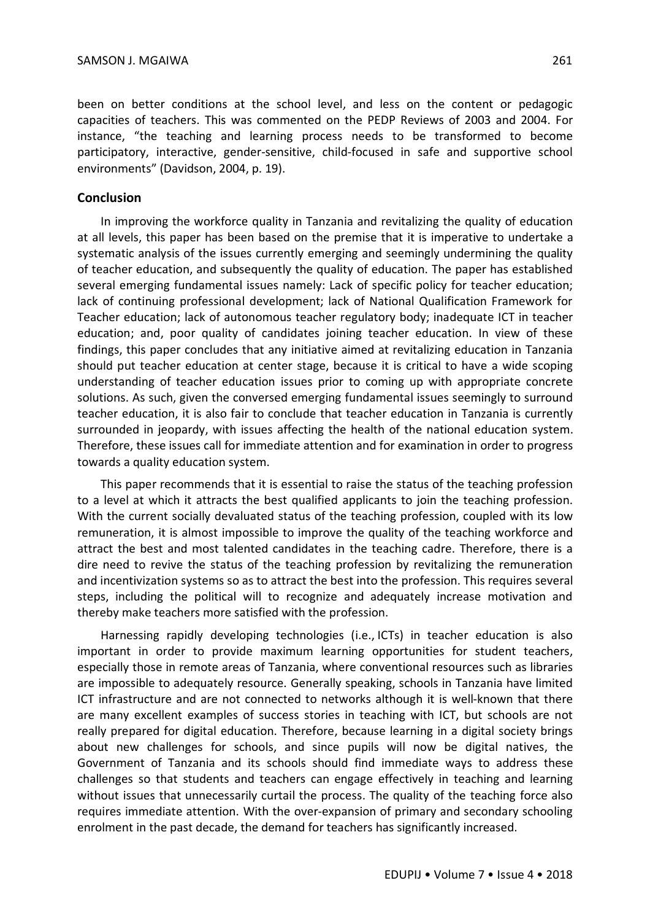been on better conditions at the school level, and less on the content or pedagogic capacities of teachers. This was commented on the PEDP Reviews of 2003 and 2004. For instance, "the teaching and learning process needs to be transformed to become participatory, interactive, gender-sensitive, child-focused in safe and supportive school environments" (Davidson, 2004, p. 19).

## Conclusion

In improving the workforce quality in Tanzania and revitalizing the quality of education at all levels, this paper has been based on the premise that it is imperative to undertake a systematic analysis of the issues currently emerging and seemingly undermining the quality of teacher education, and subsequently the quality of education. The paper has established several emerging fundamental issues namely: Lack of specific policy for teacher education; lack of continuing professional development; lack of National Qualification Framework for Teacher education; lack of autonomous teacher regulatory body; inadequate ICT in teacher education; and, poor quality of candidates joining teacher education. In view of these findings, this paper concludes that any initiative aimed at revitalizing education in Tanzania should put teacher education at center stage, because it is critical to have a wide scoping understanding of teacher education issues prior to coming up with appropriate concrete solutions. As such, given the conversed emerging fundamental issues seemingly to surround teacher education, it is also fair to conclude that teacher education in Tanzania is currently surrounded in jeopardy, with issues affecting the health of the national education system. Therefore, these issues call for immediate attention and for examination in order to progress towards a quality education system.

This paper recommends that it is essential to raise the status of the teaching profession to a level at which it attracts the best qualified applicants to join the teaching profession. With the current socially devaluated status of the teaching profession, coupled with its low remuneration, it is almost impossible to improve the quality of the teaching workforce and attract the best and most talented candidates in the teaching cadre. Therefore, there is a dire need to revive the status of the teaching profession by revitalizing the remuneration and incentivization systems so as to attract the best into the profession. This requires several steps, including the political will to recognize and adequately increase motivation and thereby make teachers more satisfied with the profession.

Harnessing rapidly developing technologies (i.e., ICTs) in teacher education is also important in order to provide maximum learning opportunities for student teachers, especially those in remote areas of Tanzania, where conventional resources such as libraries are impossible to adequately resource. Generally speaking, schools in Tanzania have limited ICT infrastructure and are not connected to networks although it is well-known that there are many excellent examples of success stories in teaching with ICT, but schools are not really prepared for digital education. Therefore, because learning in a digital society brings about new challenges for schools, and since pupils will now be digital natives, the Government of Tanzania and its schools should find immediate ways to address these challenges so that students and teachers can engage effectively in teaching and learning without issues that unnecessarily curtail the process. The quality of the teaching force also requires immediate attention. With the over-expansion of primary and secondary schooling enrolment in the past decade, the demand for teachers has significantly increased.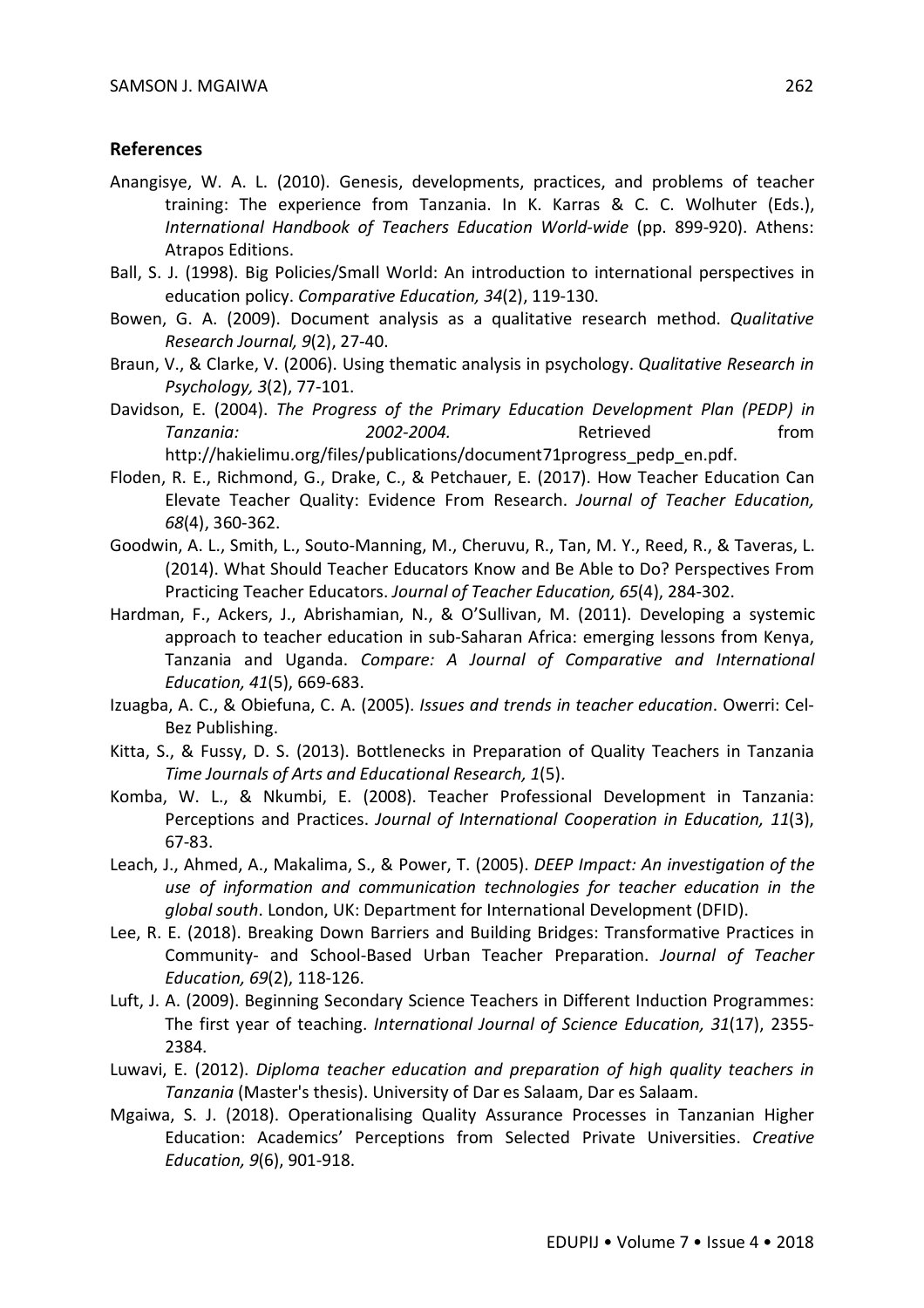## References

Anangisye, W. A. L. (2010). Genesis, developments, practices, and problems of teacher training: The experience from Tanzania. In K. Karras & C. C. Wolhuter (Eds.), *International Handbook of Teachers Education World-wide* (pp. 899-920). Athens: Atrapos Editions.

Ball, S. J. (1998). Big Policies/Small World: An introduction to international perspectives in education policy. *Comparative Education, 34*(2), 119-130.

Bowen, G. A. (2009). Document analysis as a qualitative research method. *Qualitative Research Journal, 9*(2), 27-40.

Braun, V., & Clarke, V. (2006). Using thematic analysis in psychology. *Qualitative Research in Psychology, 3*(2), 77-101.

Davidson, E. (2004). *The Progress of the Primary Education Development Plan (PEDP) in Tanzania: 2002-2004.* Retrieved from http://hakielimu.org/files/publications/document71progress_pedp_en.pdf.

Floden, R. E., Richmond, G., Drake, C., & Petchauer, E. (2017). How Teacher Education Can Elevate Teacher Quality: Evidence From Research. *Journal of Teacher Education, 68*(4), 360-362.

Goodwin, A. L., Smith, L., Souto-Manning, M., Cheruvu, R., Tan, M. Y., Reed, R., & Taveras, L. (2014). What Should Teacher Educators Know and Be Able to Do? Perspectives From Practicing Teacher Educators. *Journal of Teacher Education, 65*(4), 284-302.

Hardman, F., Ackers, J., Abrishamian, N., & O'Sullivan, M. (2011). Developing a systemic approach to teacher education in sub-Saharan Africa: emerging lessons from Kenya, Tanzania and Uganda. *Compare: A Journal of Comparative and International Education, 41*(5), 669-683.

Izuagba, A. C., & Obiefuna, C. A. (2005). *Issues and trends in teacher education*. Owerri: Cel-Bez Publishing.

Kitta, S., & Fussy, D. S. (2013). Bottlenecks in Preparation of Quality Teachers in Tanzania *Time Journals of Arts and Educational Research, 1*(5).

Komba, W. L., & Nkumbi, E. (2008). Teacher Professional Development in Tanzania: Perceptions and Practices. *Journal of International Cooperation in Education, 11*(3), 67-83.

Leach, J., Ahmed, A., Makalima, S., & Power, T. (2005). *DEEP Impact: An investigation of the use of information and communication technologies for teacher education in the global south*. London, UK: Department for International Development (DFID).

Lee, R. E. (2018). Breaking Down Barriers and Building Bridges: Transformative Practices in Community- and School-Based Urban Teacher Preparation. *Journal of Teacher Education, 69*(2), 118-126.

Luft, J. A. (2009). Beginning Secondary Science Teachers in Different Induction Programmes: The first year of teaching. *International Journal of Science Education, 31*(17), 2355-2384.

Luwavi, E. (2012). *Diploma teacher education and preparation of high quality teachers in Tanzania* (Master's thesis). University of Dar es Salaam, Dar es Salaam.

Mgaiwa, S. J. (2018). Operationalising Quality Assurance Processes in Tanzanian Higher Education: Academics' Perceptions from Selected Private Universities. *Creative Education, 9*(6), 901-918.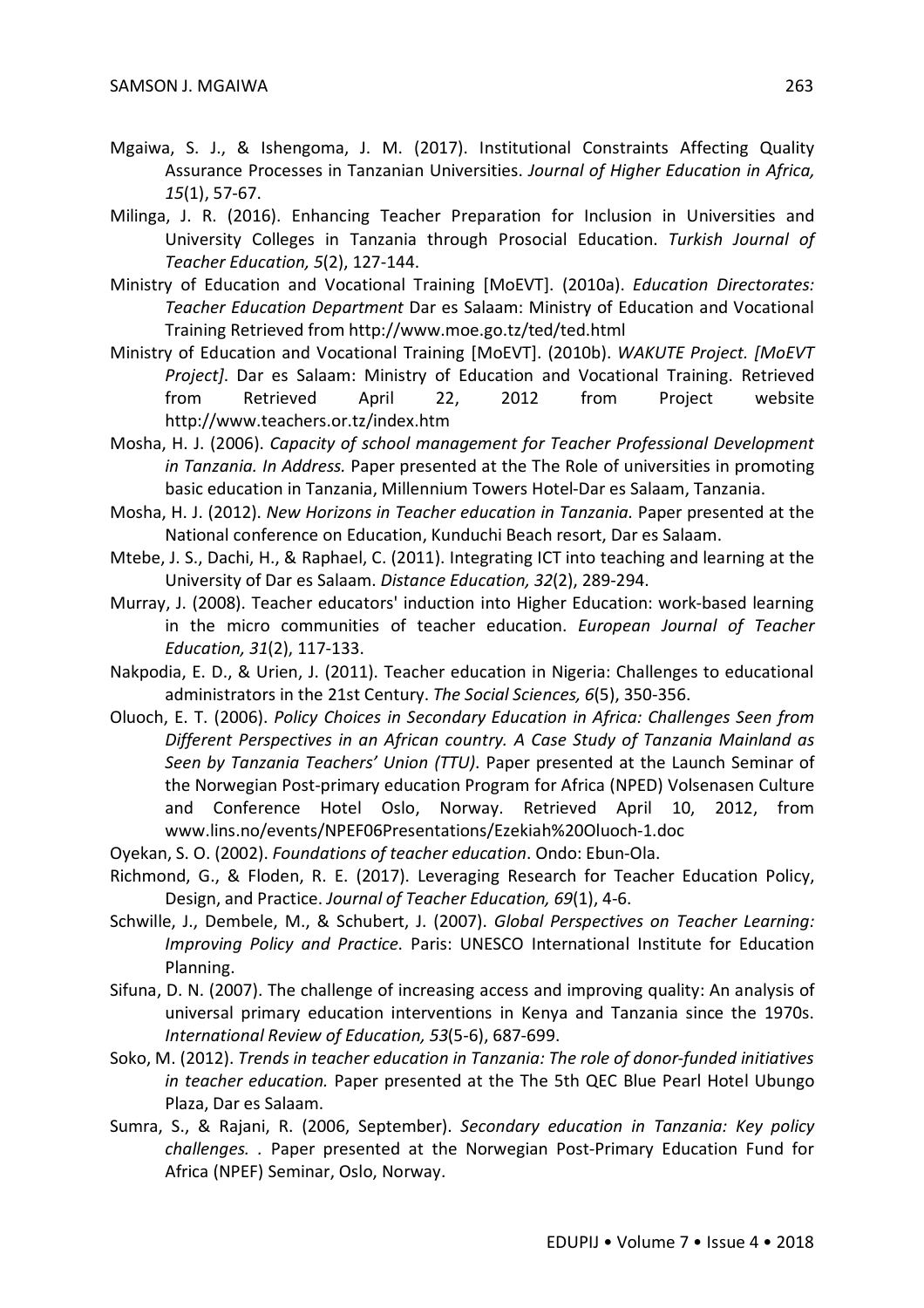Mgaiwa, S. J., & Ishengoma, J. M. (2017). Institutional Constraints Affecting Quality Assurance Processes in Tanzanian Universities. *Journal of Higher Education in Africa, 15*(1), 57-67.

Milinga, J. R. (2016). Enhancing Teacher Preparation for Inclusion in Universities and University Colleges in Tanzania through Prosocial Education. *Turkish Journal of Teacher Education, 5*(2), 127-144.

Ministry of Education and Vocational Training [MoEVT]. (2010a). *Education Directorates: Teacher Education Department* Dar es Salaam: Ministry of Education and Vocational Training Retrieved from http://www.moe.go.tz/ted/ted.html

Ministry of Education and Vocational Training [MoEVT]. (2010b). *WAKUTE Project. [MoEVT Project]*. Dar es Salaam: Ministry of Education and Vocational Training. Retrieved from Retrieved April 22, 2012 from Project website http://www.teachers.or.tz/index.htm

Mosha, H. J. (2006). *Capacity of school management for Teacher Professional Development in Tanzania. In Address.* Paper presented at the The Role of universities in promoting basic education in Tanzania, Millennium Towers Hotel-Dar es Salaam, Tanzania.

Mosha, H. J. (2012). *New Horizons in Teacher education in Tanzania.* Paper presented at the National conference on Education, Kunduchi Beach resort, Dar es Salaam.

Mtebe, J. S., Dachi, H., & Raphael, C. (2011). Integrating ICT into teaching and learning at the University of Dar es Salaam. *Distance Education, 32*(2), 289-294.

Murray, J. (2008). Teacher educators' induction into Higher Education: work-based learning in the micro communities of teacher education. *European Journal of Teacher Education, 31*(2), 117-133.

Nakpodia, E. D., & Urien, J. (2011). Teacher education in Nigeria: Challenges to educational administrators in the 21st Century. *The Social Sciences, 6*(5), 350-356.

Oluoch, E. T. (2006). *Policy Choices in Secondary Education in Africa: Challenges Seen from Different Perspectives in an African country. A Case Study of Tanzania Mainland as Seen by Tanzania Teachers' Union (TTU)*. Paper presented at the Launch Seminar of the Norwegian Post-primary education Program for Africa (NPED) Volsenasen Culture and Conference Hotel Oslo, Norway. Retrieved April 10, 2012, from www.lins.no/events/NPEF06Presentations/Ezekiah%20Oluoch-1.doc

Oyekan, S. O. (2002). *Foundations of teacher education*. Ondo: Ebun-Ola.

Richmond, G., & Floden, R. E. (2017). Leveraging Research for Teacher Education Policy, Design, and Practice. *Journal of Teacher Education, 69*(1), 4-6.

Schwille, J., Dembele, M., & Schubert, J. (2007). *Global Perspectives on Teacher Learning: Improving Policy and Practice*. Paris: UNESCO International Institute for Education Planning.

Sifuna, D. N. (2007). The challenge of increasing access and improving quality: An analysis of universal primary education interventions in Kenya and Tanzania since the 1970s. *International Review of Education, 53*(5-6), 687-699.

Soko, M. (2012). *Trends in teacher education in Tanzania: The role of donor-funded initiatives in teacher education.* Paper presented at the The 5th QEC Blue Pearl Hotel Ubungo Plaza, Dar es Salaam.

Sumra, S., & Rajani, R. (2006, September). *Secondary education in Tanzania: Key policy challenges. .* Paper presented at the Norwegian Post-Primary Education Fund for Africa (NPEF) Seminar, Oslo, Norway.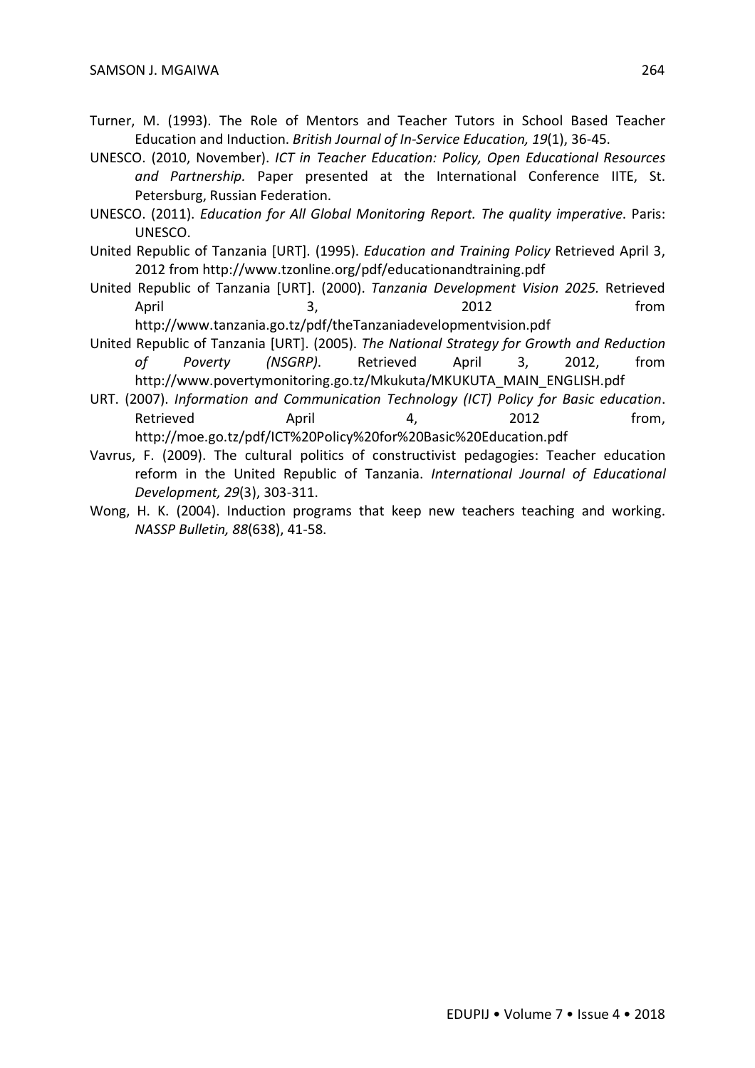Turner, M. (1993). The Role of Mentors and Teacher Tutors in School Based Teacher Education and Induction. *British Journal of In-Service Education, 19*(1), 36-45.

UNESCO. (2010, November). *ICT in Teacher Education: Policy, Open Educational Resources and Partnership.* Paper presented at the International Conference IITE, St. Petersburg, Russian Federation.

UNESCO. (2011). *Education for All Global Monitoring Report. The quality imperative*. Paris: UNESCO.

United Republic of Tanzania [URT]. (1995). *Education and Training Policy* Retrieved April 3, 2012 from http://www.tzonline.org/pdf/educationandtraining.pdf

United Republic of Tanzania [URT]. (2000). *Tanzania Development Vision 2025*. Retrieved April 3, 2012 from http://www.tanzania.go.tz/pdf/theTanzaniadevelopmentvision.pdf

United Republic of Tanzania [URT]. (2005). *The National Strategy for Growth and Reduction of Poverty (NSGRP)*. Retrieved April 3, 2012, from http://www.povertymonitoring.go.tz/Mkukuta/MKUKUTA_MAIN_ENGLISH.pdf

URT. (2007). *Information and Communication Technology (ICT) Policy for Basic education*. Retrieved April 4, 2012 from, http://moe.go.tz/pdf/ICT%20Policy%20for%20Basic%20Education.pdf

Vavrus, F. (2009). The cultural politics of constructivist pedagogies: Teacher education reform in the United Republic of Tanzania. *International Journal of Educational Development, 29*(3), 303-311.

Wong, H. K. (2004). Induction programs that keep new teachers teaching and working. *NASSP Bulletin, 88*(638), 41-58.